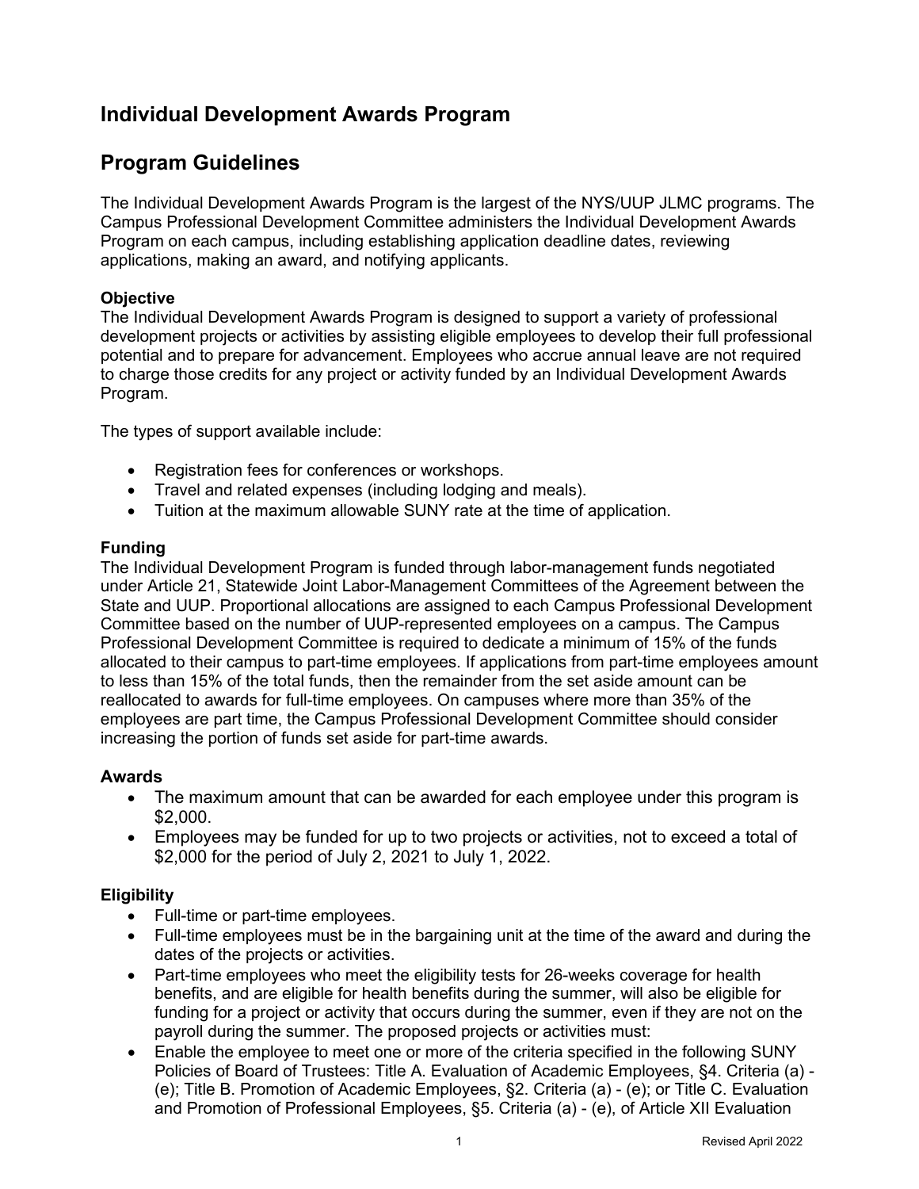# Individual Development Awards Program

## Program Guidelines

The Individual Development Awards Program is the largest of the NYS/UUP JLMC programs. The Campus Professional Development Committee administers the Individual Development Awards Program on each campus, including establishing application deadline dates, reviewing applications, making an award, and notifying applicants.

### Objective

The Individual Development Awards Program is designed to support a variety of professional development projects or activities by assisting eligible employees to develop their full professional potential and to prepare for advancement. Employees who accrue annual leave are not required to charge those credits for any project or activity funded by an Individual Development Awards Program.

The types of support available include:

- Registration fees for conferences or workshops.
- Travel and related expenses (including lodging and meals).
- Tuition at the maximum allowable SUNY rate at the time of application.

### Funding

The Individual Development Program is funded through labor-management funds negotiated under Article 21, Statewide Joint Labor-Management Committees of the Agreement between the State and UUP. Proportional allocations are assigned to each Campus Professional Development Committee based on the number of UUP-represented employees on a campus. The Campus Professional Development Committee is required to dedicate a minimum of 15% of the funds allocated to their campus to part-time employees. If applications from part-time employees amount to less than 15% of the total funds, then the remainder from the set aside amount can be reallocated to awards for full-time employees. On campuses where more than 35% of the employees are part time, the Campus Professional Development Committee should consider increasing the portion of funds set aside for part-time awards.

### Awards

- The maximum amount that can be awarded for each employee under this program is $2,000.
- Employees may be funded for up to two projects or activities, not to exceed a total of $2,000 for the period of July 2, 2021 to July 1, 2022.

### Eligibility

- Full-time or part-time employees.
- Full-time employees must be in the bargaining unit at the time of the award and during the dates of the projects or activities.
- Part-time employees who meet the eligibility tests for 26-weeks coverage for health benefits, and are eligible for health benefits during the summer, will also be eligible for funding for a project or activity that occurs during the summer, even if they are not on the payroll during the summer. The proposed projects or activities must:
- Enable the employee to meet one or more of the criteria specified in the following SUNY Policies of Board of Trustees: Title A. Evaluation of Academic Employees, §4. Criteria (a) - (e); Title B. Promotion of Academic Employees, §2. Criteria (a) - (e); or Title C. Evaluation and Promotion of Professional Employees, §5. Criteria (a) - (e), of Article XII Evaluation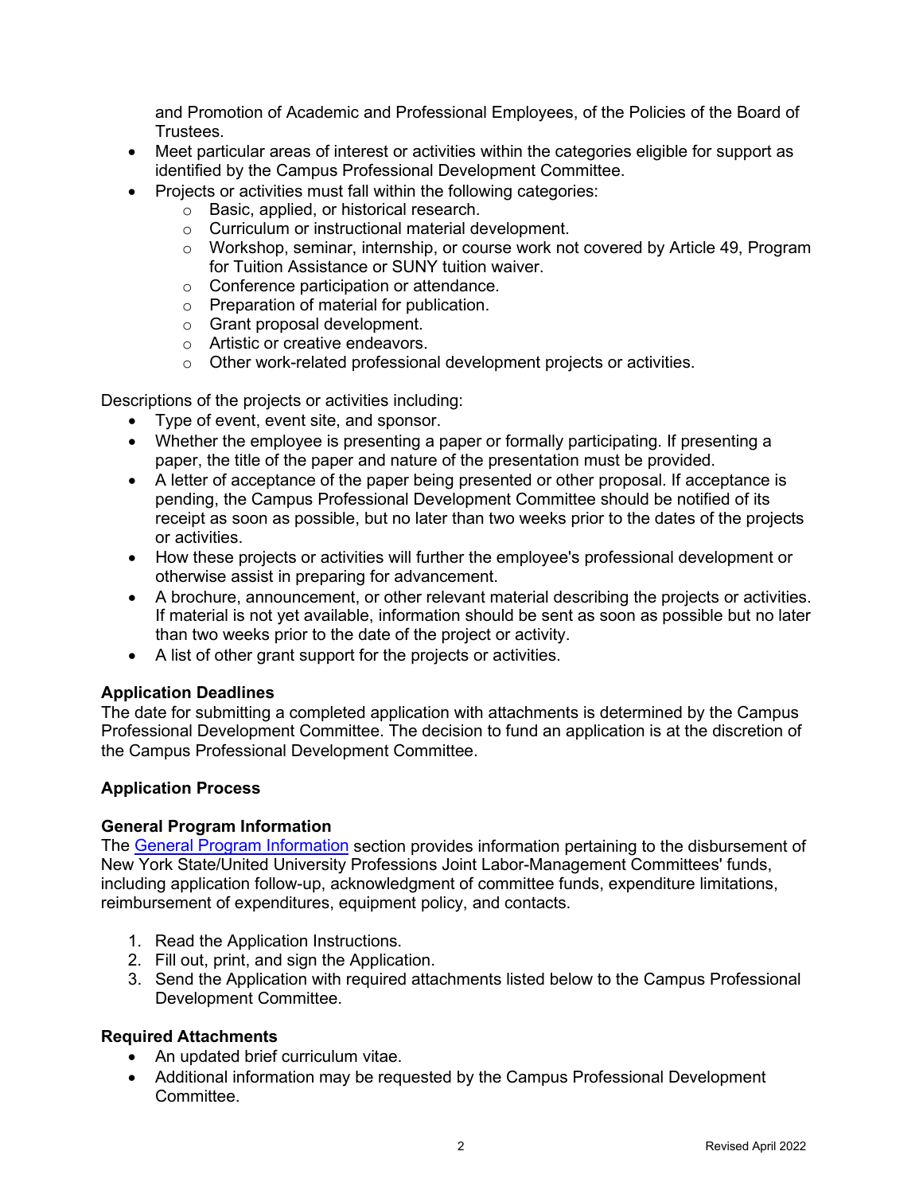and Promotion of Academic and Professional Employees, of the Policies of the Board of Trustees.

- Meet particular areas of interest or activities within the categories eligible for support as identified by the Campus Professional Development Committee.
- Projects or activities must fall within the following categories:
  - Basic, applied, or historical research.
  - Curriculum or instructional material development.
  - Workshop, seminar, internship, or course work not covered by Article 49, Program for Tuition Assistance or SUNY tuition waiver.
  - Conference participation or attendance.
  - Preparation of material for publication.
  - Grant proposal development.
  - Artistic or creative endeavors.
  - Other work-related professional development projects or activities.

Descriptions of the projects or activities including:

- Type of event, event site, and sponsor.
- Whether the employee is presenting a paper or formally participating. If presenting a paper, the title of the paper and nature of the presentation must be provided.
- A letter of acceptance of the paper being presented or other proposal. If acceptance is pending, the Campus Professional Development Committee should be notified of its receipt as soon as possible, but no later than two weeks prior to the dates of the projects or activities.
- How these projects or activities will further the employee's professional development or otherwise assist in preparing for advancement.
- A brochure, announcement, or other relevant material describing the projects or activities. If material is not yet available, information should be sent as soon as possible but no later than two weeks prior to the date of the project or activity.
- A list of other grant support for the projects or activities.

**Application Deadlines**

The date for submitting a completed application with attachments is determined by the Campus Professional Development Committee. The decision to fund an application is at the discretion of the Campus Professional Development Committee.

**Application Process**

**General Program Information**

The General Program Information section provides information pertaining to the disbursement of New York State/United University Professions Joint Labor-Management Committees' funds, including application follow-up, acknowledgment of committee funds, expenditure limitations, reimbursement of expenditures, equipment policy, and contacts.

1. Read the Application Instructions.
2. Fill out, print, and sign the Application.
3. Send the Application with required attachments listed below to the Campus Professional Development Committee.

**Required Attachments**

- An updated brief curriculum vitae.
- Additional information may be requested by the Campus Professional Development Committee.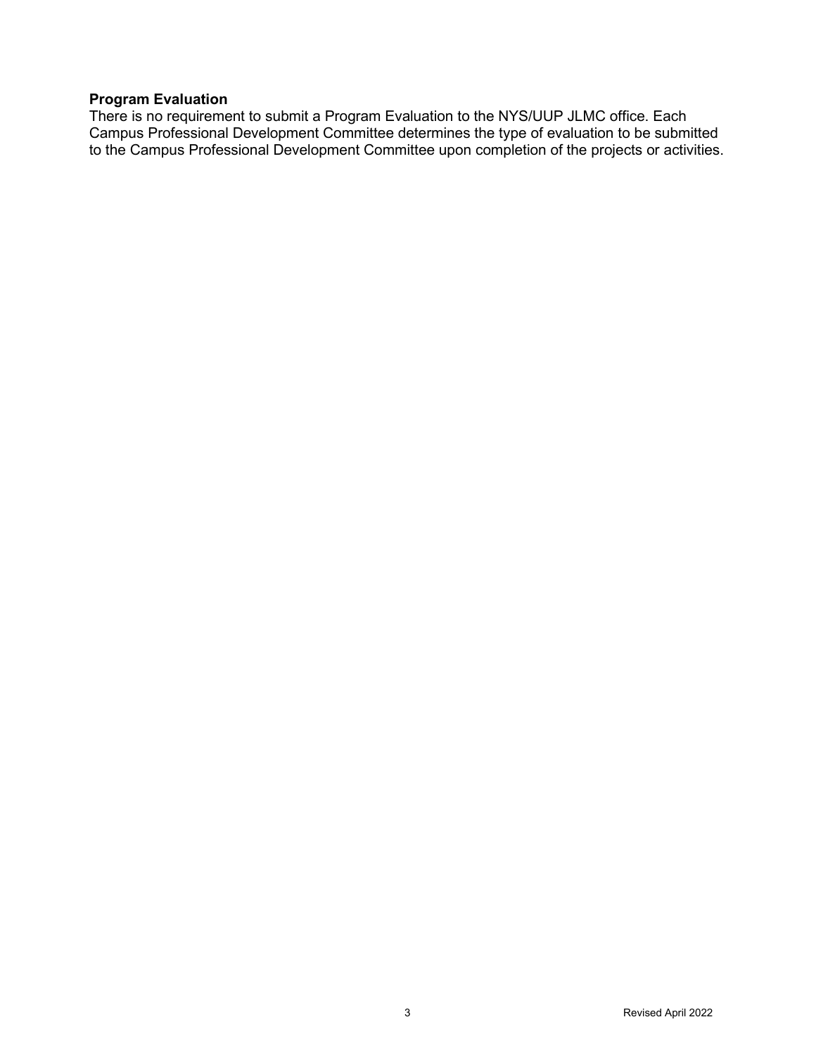**Program Evaluation**

There is no requirement to submit a Program Evaluation to the NYS/UUP JLMC office. Each Campus Professional Development Committee determines the type of evaluation to be submitted to the Campus Professional Development Committee upon completion of the projects or activities.